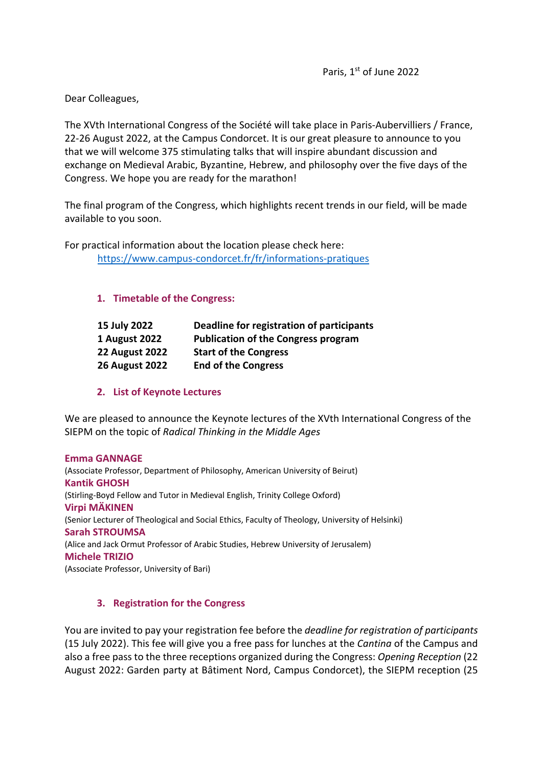Paris, 1st of June 2022

Dear Colleagues,

The XVth International Congress of the Société will take place in Paris-Aubervilliers / France, 22-26 August 2022, at the Campus Condorcet. It is our great pleasure to announce to you that we will welcome 375 stimulating talks that will inspire abundant discussion and exchange on Medieval Arabic, Byzantine, Hebrew, and philosophy over the five days of the Congress. We hope you are ready for the marathon!

The final program of the Congress, which highlights recent trends in our field, will be made available to you soon.

For practical information about the location please check here:
[https://www.campus-condorcet.fr/fr/informations-pratiques](https://www.campus-condorcet.fr/fr/informations-pratiques)

## 1. Timetable of the Congress:

| | |
|---|---|
| **15 July 2022** | **Deadline for registration of participants** |
| **1 August 2022** | **Publication of the Congress program** |
| **22 August 2022** | **Start of the Congress** |
| **26 August 2022** | **End of the Congress** |

## 2. List of Keynote Lectures

We are pleased to announce the Keynote lectures of the XVth International Congress of the SIEPM on the topic of *Radical Thinking in the Middle Ages*

**Emma GANNAGE**
(Associate Professor, Department of Philosophy, American University of Beirut)
**Kantik GHOSH**
(Stirling-Boyd Fellow and Tutor in Medieval English, Trinity College Oxford)
**Virpi MÄKINEN**
(Senior Lecturer of Theological and Social Ethics, Faculty of Theology, University of Helsinki)
**Sarah STROUMSA**
(Alice and Jack Ormut Professor of Arabic Studies, Hebrew University of Jerusalem)
**Michele TRIZIO**
(Associate Professor, University of Bari)

## 3. Registration for the Congress

You are invited to pay your registration fee before the *deadline for registration of participants* (15 July 2022). This fee will give you a free pass for lunches at the *Cantina* of the Campus and also a free pass to the three receptions organized during the Congress: *Opening Reception* (22 August 2022: Garden party at Bâtiment Nord, Campus Condorcet), the SIEPM reception (25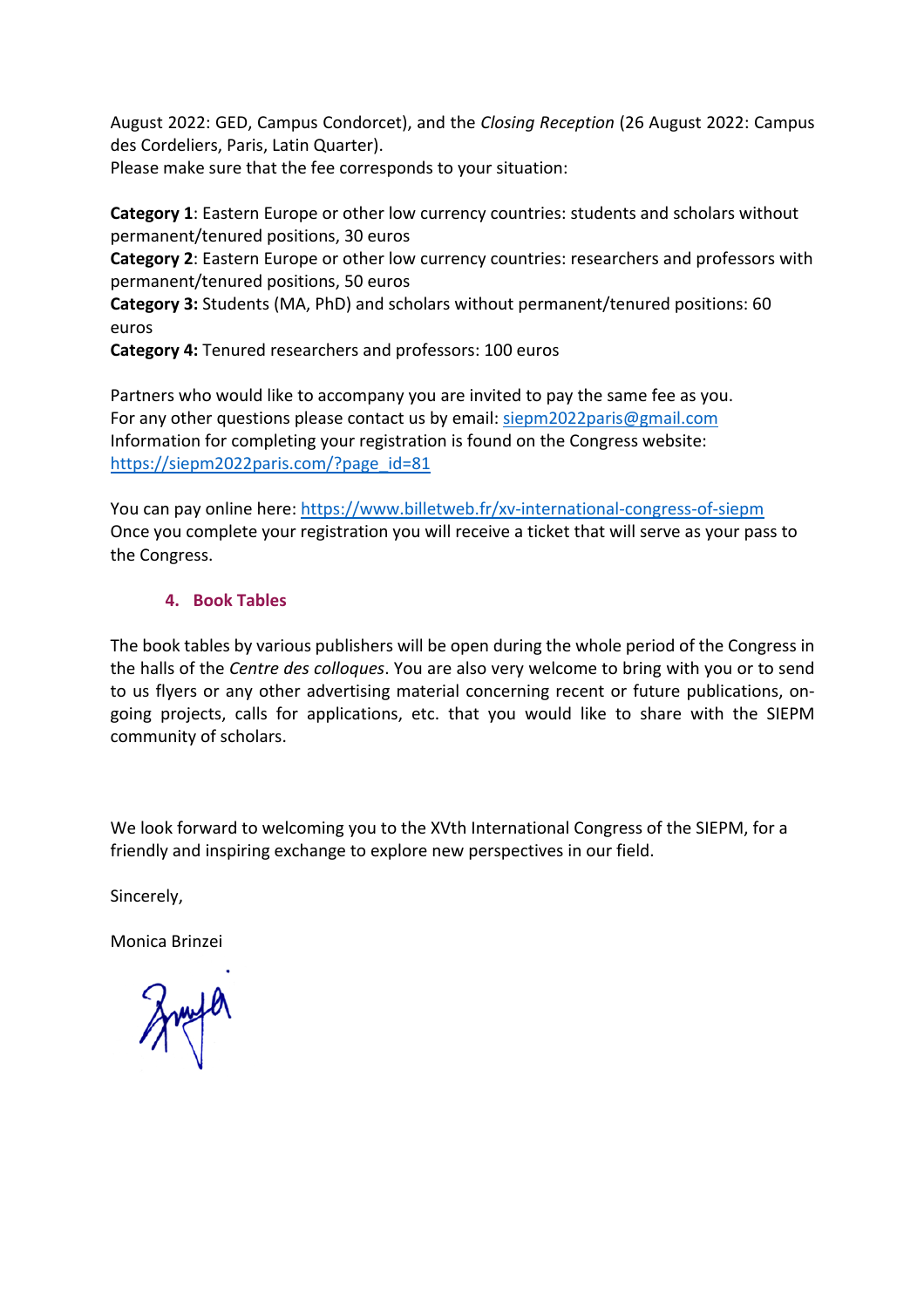August 2022: GED, Campus Condorcet), and the *Closing Reception* (26 August 2022: Campus des Cordeliers, Paris, Latin Quarter).
Please make sure that the fee corresponds to your situation:

**Category 1**: Eastern Europe or other low currency countries: students and scholars without permanent/tenured positions, 30 euros
**Category 2**: Eastern Europe or other low currency countries: researchers and professors with permanent/tenured positions, 50 euros
**Category 3:** Students (MA, PhD) and scholars without permanent/tenured positions: 60 euros
**Category 4:** Tenured researchers and professors: 100 euros

Partners who would like to accompany you are invited to pay the same fee as you.
For any other questions please contact us by email: siepm2022paris@gmail.com
Information for completing your registration is found on the Congress website: https://siepm2022paris.com/?page_id=81

You can pay online here: https://www.billetweb.fr/xv-international-congress-of-siepm
Once you complete your registration you will receive a ticket that will serve as your pass to the Congress.

## 4. Book Tables

The book tables by various publishers will be open during the whole period of the Congress in the halls of the *Centre des colloques*. You are also very welcome to bring with you or to send to us flyers or any other advertising material concerning recent or future publications, on-going projects, calls for applications, etc. that you would like to share with the SIEPM community of scholars.

We look forward to welcoming you to the XVth International Congress of the SIEPM, for a friendly and inspiring exchange to explore new perspectives in our field.

Sincerely,

Monica Brinzei